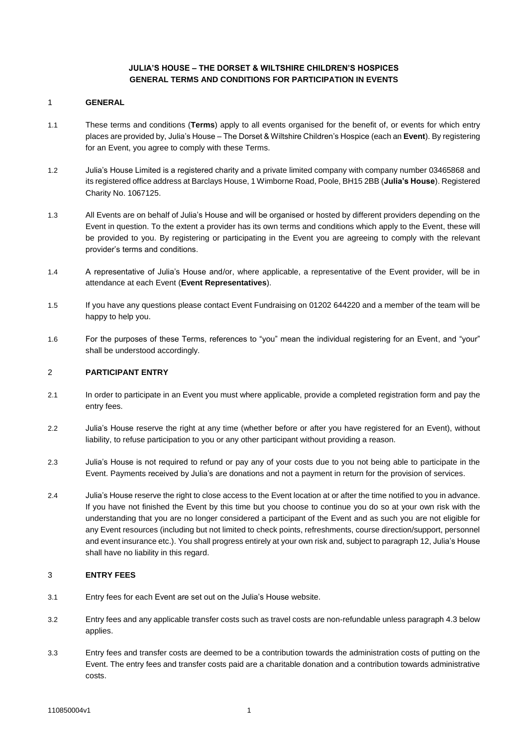**JULIA'S HOUSE – THE DORSET & WILTSHIRE CHILDREN'S HOSPICES**
**GENERAL TERMS AND CONDITIONS FOR PARTICIPATION IN EVENTS**

## 1 GENERAL

1.1 These terms and conditions (**Terms**) apply to all events organised for the benefit of, or events for which entry places are provided by, Julia's House – The Dorset & Wiltshire Children's Hospice (each an **Event**). By registering for an Event, you agree to comply with these Terms.

1.2 Julia's House Limited is a registered charity and a private limited company with company number 03465868 and its registered office address at Barclays House, 1 Wimborne Road, Poole, BH15 2BB (**Julia's House**). Registered Charity No. 1067125.

1.3 All Events are on behalf of Julia's House and will be organised or hosted by different providers depending on the Event in question. To the extent a provider has its own terms and conditions which apply to the Event, these will be provided to you. By registering or participating in the Event you are agreeing to comply with the relevant provider's terms and conditions.

1.4 A representative of Julia's House and/or, where applicable, a representative of the Event provider, will be in attendance at each Event (**Event Representatives**).

1.5 If you have any questions please contact Event Fundraising on 01202 644220 and a member of the team will be happy to help you.

1.6 For the purposes of these Terms, references to "you" mean the individual registering for an Event, and "your" shall be understood accordingly.

## 2 PARTICIPANT ENTRY

2.1 In order to participate in an Event you must where applicable, provide a completed registration form and pay the entry fees.

2.2 Julia's House reserve the right at any time (whether before or after you have registered for an Event), without liability, to refuse participation to you or any other participant without providing a reason.

2.3 Julia's House is not required to refund or pay any of your costs due to you not being able to participate in the Event. Payments received by Julia's are donations and not a payment in return for the provision of services.

2.4 Julia's House reserve the right to close access to the Event location at or after the time notified to you in advance. If you have not finished the Event by this time but you choose to continue you do so at your own risk with the understanding that you are no longer considered a participant of the Event and as such you are not eligible for any Event resources (including but not limited to check points, refreshments, course direction/support, personnel and event insurance etc.). You shall progress entirely at your own risk and, subject to paragraph 12, Julia's House shall have no liability in this regard.

## 3 ENTRY FEES

3.1 Entry fees for each Event are set out on the Julia's House website.

3.2 Entry fees and any applicable transfer costs such as travel costs are non-refundable unless paragraph 4.3 below applies.

3.3 Entry fees and transfer costs are deemed to be a contribution towards the administration costs of putting on the Event. The entry fees and transfer costs paid are a charitable donation and a contribution towards administrative costs.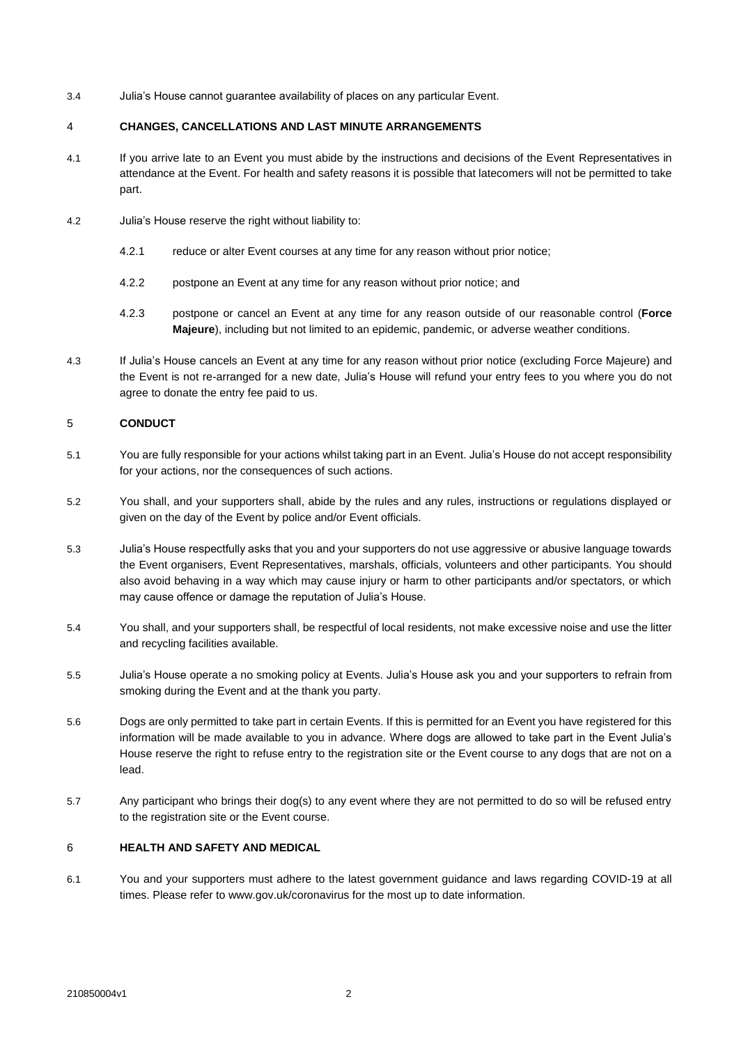3.4 Julia's House cannot guarantee availability of places on any particular Event.

## 4 CHANGES, CANCELLATIONS AND LAST MINUTE ARRANGEMENTS

4.1 If you arrive late to an Event you must abide by the instructions and decisions of the Event Representatives in attendance at the Event. For health and safety reasons it is possible that latecomers will not be permitted to take part.

4.2 Julia's House reserve the right without liability to:

4.2.1 reduce or alter Event courses at any time for any reason without prior notice;

4.2.2 postpone an Event at any time for any reason without prior notice; and

4.2.3 postpone or cancel an Event at any time for any reason outside of our reasonable control (**Force Majeure**), including but not limited to an epidemic, pandemic, or adverse weather conditions.

4.3 If Julia's House cancels an Event at any time for any reason without prior notice (excluding Force Majeure) and the Event is not re-arranged for a new date, Julia's House will refund your entry fees to you where you do not agree to donate the entry fee paid to us.

## 5 CONDUCT

5.1 You are fully responsible for your actions whilst taking part in an Event. Julia's House do not accept responsibility for your actions, nor the consequences of such actions.

5.2 You shall, and your supporters shall, abide by the rules and any rules, instructions or regulations displayed or given on the day of the Event by police and/or Event officials.

5.3 Julia's House respectfully asks that you and your supporters do not use aggressive or abusive language towards the Event organisers, Event Representatives, marshals, officials, volunteers and other participants. You should also avoid behaving in a way which may cause injury or harm to other participants and/or spectators, or which may cause offence or damage the reputation of Julia's House.

5.4 You shall, and your supporters shall, be respectful of local residents, not make excessive noise and use the litter and recycling facilities available.

5.5 Julia's House operate a no smoking policy at Events. Julia's House ask you and your supporters to refrain from smoking during the Event and at the thank you party.

5.6 Dogs are only permitted to take part in certain Events. If this is permitted for an Event you have registered for this information will be made available to you in advance. Where dogs are allowed to take part in the Event Julia's House reserve the right to refuse entry to the registration site or the Event course to any dogs that are not on a lead.

5.7 Any participant who brings their dog(s) to any event where they are not permitted to do so will be refused entry to the registration site or the Event course.

## 6 HEALTH AND SAFETY AND MEDICAL

6.1 You and your supporters must adhere to the latest government guidance and laws regarding COVID-19 at all times. Please refer to www.gov.uk/coronavirus for the most up to date information.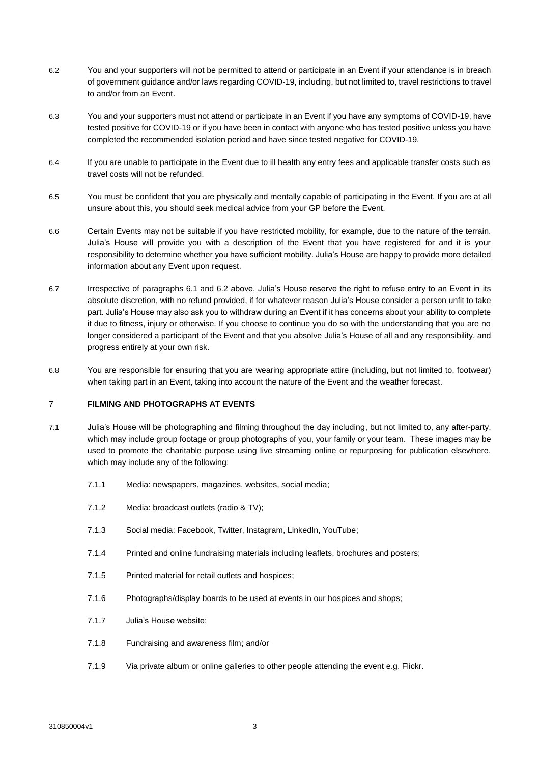6.2 You and your supporters will not be permitted to attend or participate in an Event if your attendance is in breach of government guidance and/or laws regarding COVID-19, including, but not limited to, travel restrictions to travel to and/or from an Event.

6.3 You and your supporters must not attend or participate in an Event if you have any symptoms of COVID-19, have tested positive for COVID-19 or if you have been in contact with anyone who has tested positive unless you have completed the recommended isolation period and have since tested negative for COVID-19.

6.4 If you are unable to participate in the Event due to ill health any entry fees and applicable transfer costs such as travel costs will not be refunded.

6.5 You must be confident that you are physically and mentally capable of participating in the Event. If you are at all unsure about this, you should seek medical advice from your GP before the Event.

6.6 Certain Events may not be suitable if you have restricted mobility, for example, due to the nature of the terrain. Julia's House will provide you with a description of the Event that you have registered for and it is your responsibility to determine whether you have sufficient mobility. Julia's House are happy to provide more detailed information about any Event upon request.

6.7 Irrespective of paragraphs 6.1 and 6.2 above, Julia's House reserve the right to refuse entry to an Event in its absolute discretion, with no refund provided, if for whatever reason Julia's House consider a person unfit to take part. Julia's House may also ask you to withdraw during an Event if it has concerns about your ability to complete it due to fitness, injury or otherwise. If you choose to continue you do so with the understanding that you are no longer considered a participant of the Event and that you absolve Julia's House of all and any responsibility, and progress entirely at your own risk.

6.8 You are responsible for ensuring that you are wearing appropriate attire (including, but not limited to, footwear) when taking part in an Event, taking into account the nature of the Event and the weather forecast.

## 7 FILMING AND PHOTOGRAPHS AT EVENTS

7.1 Julia's House will be photographing and filming throughout the day including, but not limited to, any after-party, which may include group footage or group photographs of you, your family or your team. These images may be used to promote the charitable purpose using live streaming online or repurposing for publication elsewhere, which may include any of the following:

- 7.1.1 Media: newspapers, magazines, websites, social media;
- 7.1.2 Media: broadcast outlets (radio & TV);
- 7.1.3 Social media: Facebook, Twitter, Instagram, LinkedIn, YouTube;
- 7.1.4 Printed and online fundraising materials including leaflets, brochures and posters;
- 7.1.5 Printed material for retail outlets and hospices;
- 7.1.6 Photographs/display boards to be used at events in our hospices and shops;
- 7.1.7 Julia's House website;
- 7.1.8 Fundraising and awareness film; and/or
- 7.1.9 Via private album or online galleries to other people attending the event e.g. Flickr.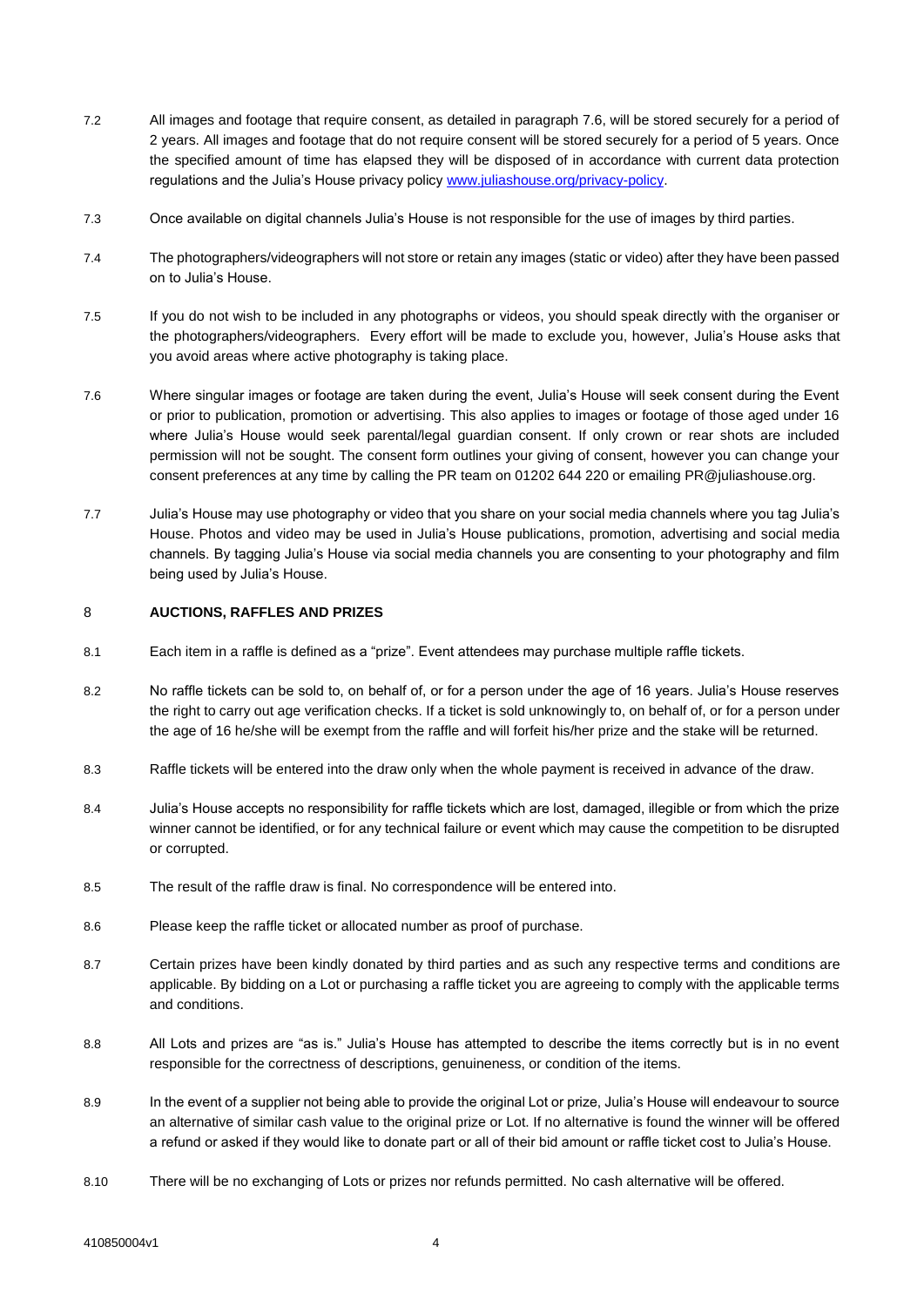7.2 All images and footage that require consent, as detailed in paragraph 7.6, will be stored securely for a period of 2 years. All images and footage that do not require consent will be stored securely for a period of 5 years. Once the specified amount of time has elapsed they will be disposed of in accordance with current data protection regulations and the Julia's House privacy policy [www.juliashouse.org/privacy-policy](www.juliashouse.org/privacy-policy).

7.3 Once available on digital channels Julia's House is not responsible for the use of images by third parties.

7.4 The photographers/videographers will not store or retain any images (static or video) after they have been passed on to Julia's House.

7.5 If you do not wish to be included in any photographs or videos, you should speak directly with the organiser or the photographers/videographers. Every effort will be made to exclude you, however, Julia's House asks that you avoid areas where active photography is taking place.

7.6 Where singular images or footage are taken during the event, Julia's House will seek consent during the Event or prior to publication, promotion or advertising. This also applies to images or footage of those aged under 16 where Julia's House would seek parental/legal guardian consent. If only crown or rear shots are included permission will not be sought. The consent form outlines your giving of consent, however you can change your consent preferences at any time by calling the PR team on 01202 644 220 or emailing PR@juliashouse.org.

7.7 Julia's House may use photography or video that you share on your social media channels where you tag Julia's House. Photos and video may be used in Julia's House publications, promotion, advertising and social media channels. By tagging Julia's House via social media channels you are consenting to your photography and film being used by Julia's House.

## 8 AUCTIONS, RAFFLES AND PRIZES

8.1 Each item in a raffle is defined as a "prize". Event attendees may purchase multiple raffle tickets.

8.2 No raffle tickets can be sold to, on behalf of, or for a person under the age of 16 years. Julia's House reserves the right to carry out age verification checks. If a ticket is sold unknowingly to, on behalf of, or for a person under the age of 16 he/she will be exempt from the raffle and will forfeit his/her prize and the stake will be returned.

8.3 Raffle tickets will be entered into the draw only when the whole payment is received in advance of the draw.

8.4 Julia's House accepts no responsibility for raffle tickets which are lost, damaged, illegible or from which the prize winner cannot be identified, or for any technical failure or event which may cause the competition to be disrupted or corrupted.

8.5 The result of the raffle draw is final. No correspondence will be entered into.

8.6 Please keep the raffle ticket or allocated number as proof of purchase.

8.7 Certain prizes have been kindly donated by third parties and as such any respective terms and conditions are applicable. By bidding on a Lot or purchasing a raffle ticket you are agreeing to comply with the applicable terms and conditions.

8.8 All Lots and prizes are "as is." Julia's House has attempted to describe the items correctly but is in no event responsible for the correctness of descriptions, genuineness, or condition of the items.

8.9 In the event of a supplier not being able to provide the original Lot or prize, Julia's House will endeavour to source an alternative of similar cash value to the original prize or Lot. If no alternative is found the winner will be offered a refund or asked if they would like to donate part or all of their bid amount or raffle ticket cost to Julia's House.

8.10 There will be no exchanging of Lots or prizes nor refunds permitted. No cash alternative will be offered.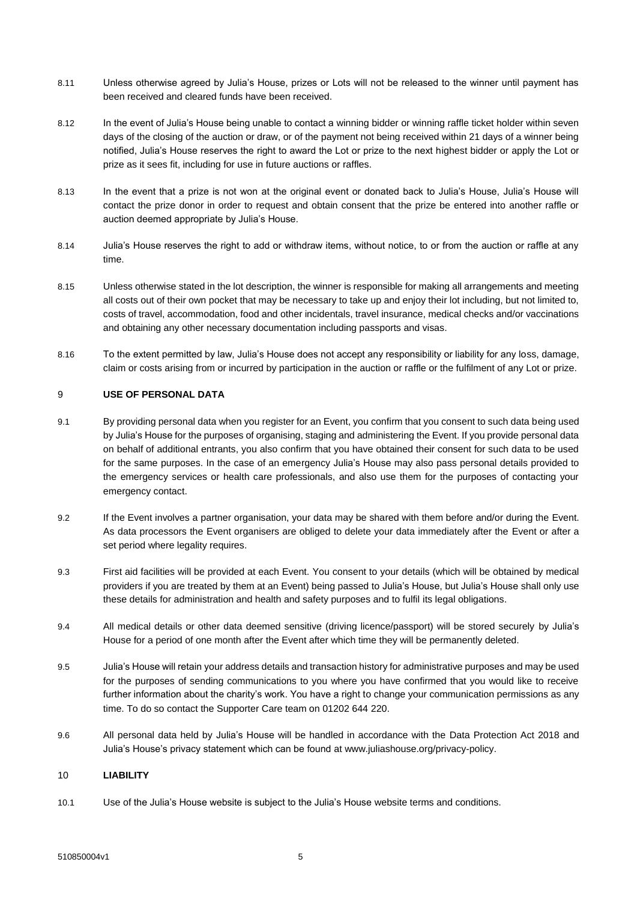8.11 Unless otherwise agreed by Julia's House, prizes or Lots will not be released to the winner until payment has been received and cleared funds have been received.

8.12 In the event of Julia's House being unable to contact a winning bidder or winning raffle ticket holder within seven days of the closing of the auction or draw, or of the payment not being received within 21 days of a winner being notified, Julia's House reserves the right to award the Lot or prize to the next highest bidder or apply the Lot or prize as it sees fit, including for use in future auctions or raffles.

8.13 In the event that a prize is not won at the original event or donated back to Julia's House, Julia's House will contact the prize donor in order to request and obtain consent that the prize be entered into another raffle or auction deemed appropriate by Julia's House.

8.14 Julia's House reserves the right to add or withdraw items, without notice, to or from the auction or raffle at any time.

8.15 Unless otherwise stated in the lot description, the winner is responsible for making all arrangements and meeting all costs out of their own pocket that may be necessary to take up and enjoy their lot including, but not limited to, costs of travel, accommodation, food and other incidentals, travel insurance, medical checks and/or vaccinations and obtaining any other necessary documentation including passports and visas.

8.16 To the extent permitted by law, Julia's House does not accept any responsibility or liability for any loss, damage, claim or costs arising from or incurred by participation in the auction or raffle or the fulfilment of any Lot or prize.

## 9 USE OF PERSONAL DATA

9.1 By providing personal data when you register for an Event, you confirm that you consent to such data being used by Julia's House for the purposes of organising, staging and administering the Event. If you provide personal data on behalf of additional entrants, you also confirm that you have obtained their consent for such data to be used for the same purposes. In the case of an emergency Julia's House may also pass personal details provided to the emergency services or health care professionals, and also use them for the purposes of contacting your emergency contact.

9.2 If the Event involves a partner organisation, your data may be shared with them before and/or during the Event. As data processors the Event organisers are obliged to delete your data immediately after the Event or after a set period where legality requires.

9.3 First aid facilities will be provided at each Event. You consent to your details (which will be obtained by medical providers if you are treated by them at an Event) being passed to Julia's House, but Julia's House shall only use these details for administration and health and safety purposes and to fulfil its legal obligations.

9.4 All medical details or other data deemed sensitive (driving licence/passport) will be stored securely by Julia's House for a period of one month after the Event after which time they will be permanently deleted.

9.5 Julia's House will retain your address details and transaction history for administrative purposes and may be used for the purposes of sending communications to you where you have confirmed that you would like to receive further information about the charity's work. You have a right to change your communication permissions as any time. To do so contact the Supporter Care team on 01202 644 220.

9.6 All personal data held by Julia's House will be handled in accordance with the Data Protection Act 2018 and Julia's House's privacy statement which can be found at www.juliashouse.org/privacy-policy.

## 10 LIABILITY

10.1 Use of the Julia's House website is subject to the Julia's House website terms and conditions.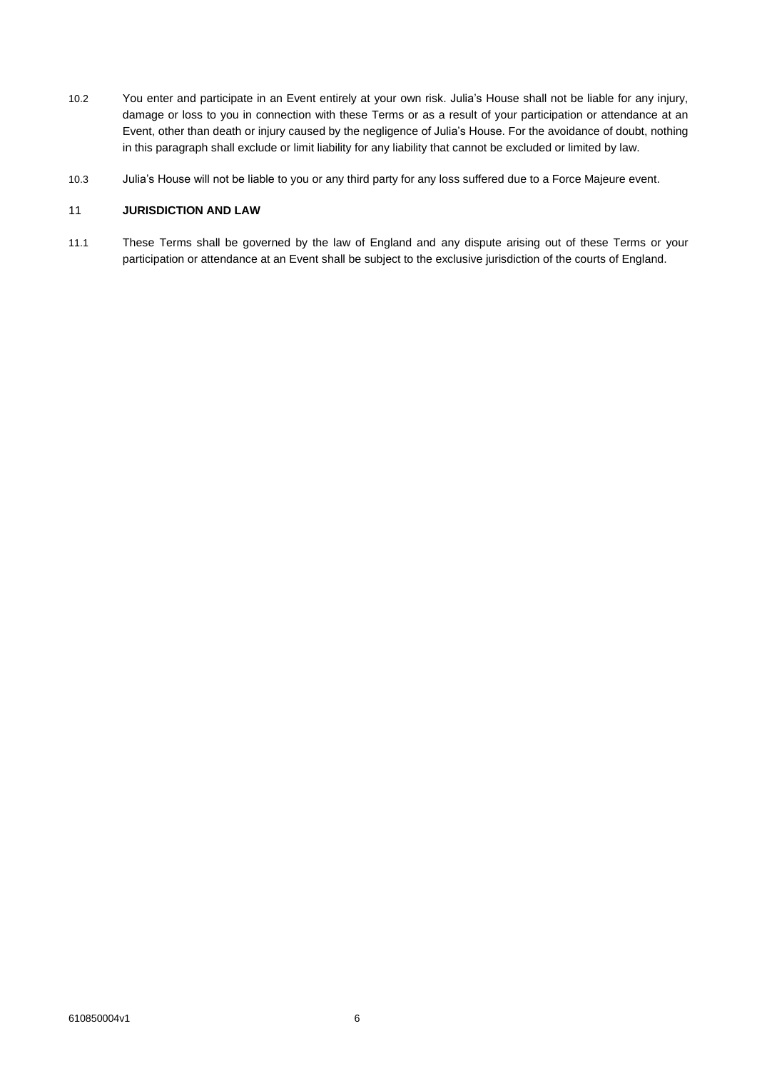10.2 You enter and participate in an Event entirely at your own risk. Julia's House shall not be liable for any injury, damage or loss to you in connection with these Terms or as a result of your participation or attendance at an Event, other than death or injury caused by the negligence of Julia's House. For the avoidance of doubt, nothing in this paragraph shall exclude or limit liability for any liability that cannot be excluded or limited by law.

10.3 Julia's House will not be liable to you or any third party for any loss suffered due to a Force Majeure event.

## 11 JURISDICTION AND LAW

11.1 These Terms shall be governed by the law of England and any dispute arising out of these Terms or your participation or attendance at an Event shall be subject to the exclusive jurisdiction of the courts of England.